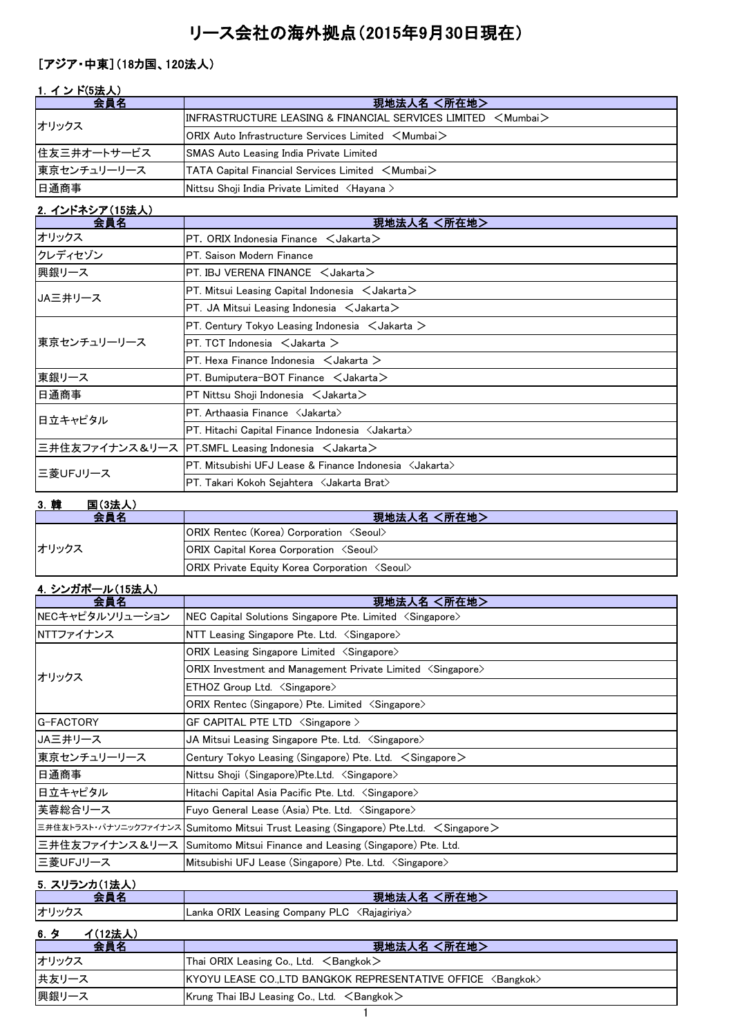# リース会社の海外拠点（2015年9月30日現在）

## ［アジア・中東］（18カ国、120法人）

### 1. イ ン ド(5法人)

| 会員名 | 現地法人名 ＜所在地＞ |
|---|---|
| オリックス | INFRASTRUCTURE LEASING & FINANCIAL SERVICES LIMITED ＜Mumbai＞ |
| | ORIX Auto Infrastructure Services Limited ＜Mumbai＞ |
| 住友三井オートサービス | SMAS Auto Leasing India Private Limited |
| 東京センチュリーリース | TATA Capital Financial Services Limited ＜Mumbai＞ |
| 日通商事 | Nittsu Shoji India Private Limited 〈Hayana〉 |

### 2. インドネシア(15法人)

| 会員名 | 現地法人名 ＜所在地＞ |
|---|---|
| オリックス | PT. ORIX Indonesia Finance ＜Jakarta＞ |
| クレディセゾン | PT. Saison Modern Finance |
| 興銀リース | PT. IBJ VERENA FINANCE ＜Jakarta＞ |
| JA三井リース | PT. Mitsui Leasing Capital Indonesia ＜Jakarta＞ |
| | PT. JA Mitsui Leasing Indonesia ＜Jakarta＞ |
| 東京センチュリーリース | PT. Century Tokyo Leasing Indonesia ＜Jakarta ＞ |
| | PT. TCT Indonesia ＜Jakarta ＞ |
| | PT. Hexa Finance Indonesia ＜Jakarta ＞ |
| 東銀リース | PT. Bumiputera-BOT Finance ＜Jakarta＞ |
| 日通商事 | PT Nittsu Shoji Indonesia ＜Jakarta＞ |
| 日立キャピタル | PT. Arthaasia Finance 〈Jakarta〉 |
| | PT. Hitachi Capital Finance Indonesia 〈Jakarta〉 |
| 三井住友ファイナンス＆リース | PT.SMFL Leasing Indonesia ＜Jakarta＞ |
| 三菱UFJリース | PT. Mitsubishi UFJ Lease & Finance Indonesia 〈Jakarta〉 |
| | PT. Takari Kokoh Sejahtera 〈Jakarta Brat〉 |

### 3. 韓　　国(3法人)

| 会員名 | 現地法人名 ＜所在地＞ |
|---|---|
| オリックス | ORIX Rentec (Korea) Corporation 〈Seoul〉 |
| | ORIX Capital Korea Corporation 〈Seoul〉 |
| | ORIX Private Equity Korea Corporation 〈Seoul〉 |

### 4. シンガポール(15法人)

| 会員名 | 現地法人名 ＜所在地＞ |
|---|---|
| NECキャピタルソリューション | NEC Capital Solutions Singapore Pte. Limited 〈Singapore〉 |
| NTTファイナンス | NTT Leasing Singapore Pte. Ltd. 〈Singapore〉 |
| オリックス | ORIX Leasing Singapore Limited 〈Singapore〉 |
| | ORIX Investment and Management Private Limited 〈Singapore〉 |
| | ETHOZ Group Ltd. 〈Singapore〉 |
| | ORIX Rentec (Singapore) Pte. Limited 〈Singapore〉 |
| G-FACTORY | GF CAPITAL PTE LTD 〈Singapore 〉 |
| JA三井リース | JA Mitsui Leasing Singapore Pte. Ltd. 〈Singapore〉 |
| 東京センチュリーリース | Century Tokyo Leasing (Singapore) Pte. Ltd. ＜Singapore＞ |
| 日通商事 | Nittsu Shoji (Singapore)Pte.Ltd. 〈Singapore〉 |
| 日立キャピタル | Hitachi Capital Asia Pacific Pte. Ltd. 〈Singapore〉 |
| 芙蓉総合リース | Fuyo General Lease (Asia) Pte. Ltd. 〈Singapore〉 |
| 三井住友トラスト・パナソニックファイナンス | Sumitomo Mitsui Trust Leasing (Singapore) Pte.Ltd. ＜Singapore＞ |
| 三井住友ファイナンス＆リース | Sumitomo Mitsui Finance and Leasing (Singapore) Pte. Ltd. |
| 三菱UFJリース | Mitsubishi UFJ Lease (Singapore) Pte. Ltd. 〈Singapore〉 |

### 5. スリランカ(1法人)

| 会員名 | 現地法人名 ＜所在地＞ |
|---|---|
| オリックス | Lanka ORIX Leasing Company PLC 〈Rajagiriya〉 |

### 6. タ　　イ(12法人)

| 会員名 | 現地法人名 ＜所在地＞ |
|---|---|
| オリックス | Thai ORIX Leasing Co., Ltd. ＜Bangkok＞ |
| 共友リース | KYOYU LEASE CO.,LTD BANGKOK REPRESENTATIVE OFFICE 〈Bangkok〉 |
| 興銀リース | Krung Thai IBJ Leasing Co., Ltd. ＜Bangkok＞ |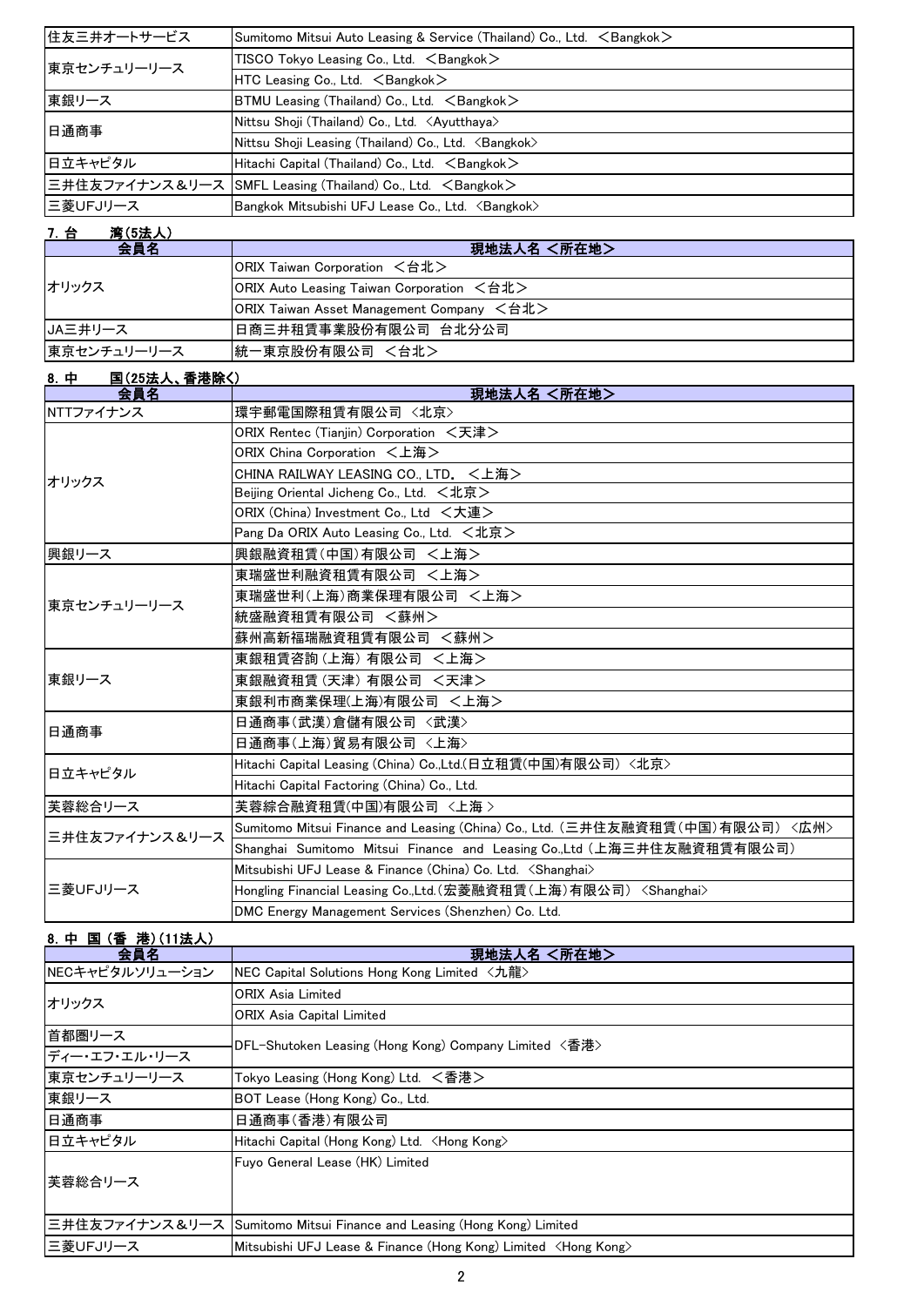| 会員名 | 現地法人名 <所在地> |
|---|---|
| 住友三井オートサービス | Sumitomo Mitsui Auto Leasing & Service (Thailand) Co., Ltd. ＜Bangkok＞ |
| 東京センチュリーリース | TISCO Tokyo Leasing Co., Ltd. ＜Bangkok＞ |
| | HTC Leasing Co., Ltd. ＜Bangkok＞ |
| 東銀リース | BTMU Leasing (Thailand) Co., Ltd. ＜Bangkok＞ |
| 日通商事 | Nittsu Shoji (Thailand) Co., Ltd. <Ayutthaya> |
| | Nittsu Shoji Leasing (Thailand) Co., Ltd. <Bangkok> |
| 日立キャピタル | Hitachi Capital (Thailand) Co., Ltd. ＜Bangkok＞ |
| 三井住友ファイナンス＆リース | SMFL Leasing (Thailand) Co., Ltd. ＜Bangkok＞ |
| 三菱UFJリース | Bangkok Mitsubishi UFJ Lease Co., Ltd. <Bangkok> |

## 7. 台　湾(5法人)

| 会員名 | 現地法人名 <所在地> |
|---|---|
| オリックス | ORIX Taiwan Corporation ＜台北＞ |
| | ORIX Auto Leasing Taiwan Corporation ＜台北＞ |
| | ORIX Taiwan Asset Management Company ＜台北＞ |
| JA三井リース | 日商三井租賃事業股份有限公司 台北分公司 |
| 東京センチュリーリース | 統一東京股份有限公司 ＜台北＞ |

## 8. 中　国(25法人、香港除く)

| 会員名 | 現地法人名 <所在地> |
|---|---|
| NTTファイナンス | 環宇郵電国際租賃有限公司 <北京> |
| オリックス | ORIX Rentec (Tianjin) Corporation ＜天津＞ |
| | ORIX China Corporation ＜上海＞ |
| | CHINA RAILWAY LEASING CO., LTD. ＜上海＞ |
| | Beijing Oriental Jicheng Co., Ltd. ＜北京＞ |
| | ORIX (China) Investment Co., Ltd ＜大連＞ |
| | Pang Da ORIX Auto Leasing Co., Ltd. ＜北京＞ |
| 興銀リース | 興銀融資租賃(中国)有限公司 ＜上海＞ |
| 東京センチュリーリース | 東瑞盛世利融資租賃有限公司 ＜上海＞ |
| | 東瑞盛世利(上海)商業保理有限公司 ＜上海＞ |
| | 統盛融資租賃有限公司 ＜蘇州＞ |
| | 蘇州高新福瑞融資租賃有限公司 ＜蘇州＞ |
| 東銀リース | 東銀租賃咨詢(上海)有限公司 ＜上海＞ |
| | 東銀融資租賃(天津)有限公司 ＜天津＞ |
| | 東銀利市商業保理(上海)有限公司 ＜上海＞ |
| 日通商事 | 日通商事(武漢)倉儲有限公司 <武漢> |
| | 日通商事(上海)貿易有限公司 <上海> |
| 日立キャピタル | Hitachi Capital Leasing (China) Co.,Ltd.(日立租賃(中国)有限公司) <北京> |
| | Hitachi Capital Factoring (China) Co., Ltd. |
| 芙蓉総合リース | 芙蓉綜合融資租賃(中国)有限公司 <上海 > |
| 三井住友ファイナンス＆リース | Sumitomo Mitsui Finance and Leasing (China) Co., Ltd. (三井住友融資租賃(中国)有限公司) <広州> |
| | Shanghai Sumitomo Mitsui Finance and Leasing Co.,Ltd (上海三井住友融資租賃有限公司) |
| 三菱UFJリース | Mitsubishi UFJ Lease & Finance (China) Co. Ltd. <Shanghai> |
| | Hongling Financial Leasing Co.,Ltd.(宏菱融資租賃(上海)有限公司) <Shanghai> |
| | DMC Energy Management Services (Shenzhen) Co. Ltd. |

## 8. 中 国 (香 港) (11法人)

| 会員名 | 現地法人名 <所在地> |
|---|---|
| NECキャピタルソリューション | NEC Capital Solutions Hong Kong Limited <九龍> |
| オリックス | ORIX Asia Limited |
| | ORIX Asia Capital Limited |
| 首都圏リース | DFL-Shutoken Leasing (Hong Kong) Company Limited <香港> |
| ディー・エフ・エル・リース | |
| 東京センチュリーリース | Tokyo Leasing (Hong Kong) Ltd. ＜香港＞ |
| 東銀リース | BOT Lease (Hong Kong) Co., Ltd. |
| 日通商事 | 日通商事(香港)有限公司 |
| 日立キャピタル | Hitachi Capital (Hong Kong) Ltd. <Hong Kong> |
| 芙蓉総合リース | Fuyo General Lease (HK) Limited |
| 三井住友ファイナンス＆リース | Sumitomo Mitsui Finance and Leasing (Hong Kong) Limited |
| 三菱UFJリース | Mitsubishi UFJ Lease & Finance (Hong Kong) Limited <Hong Kong> |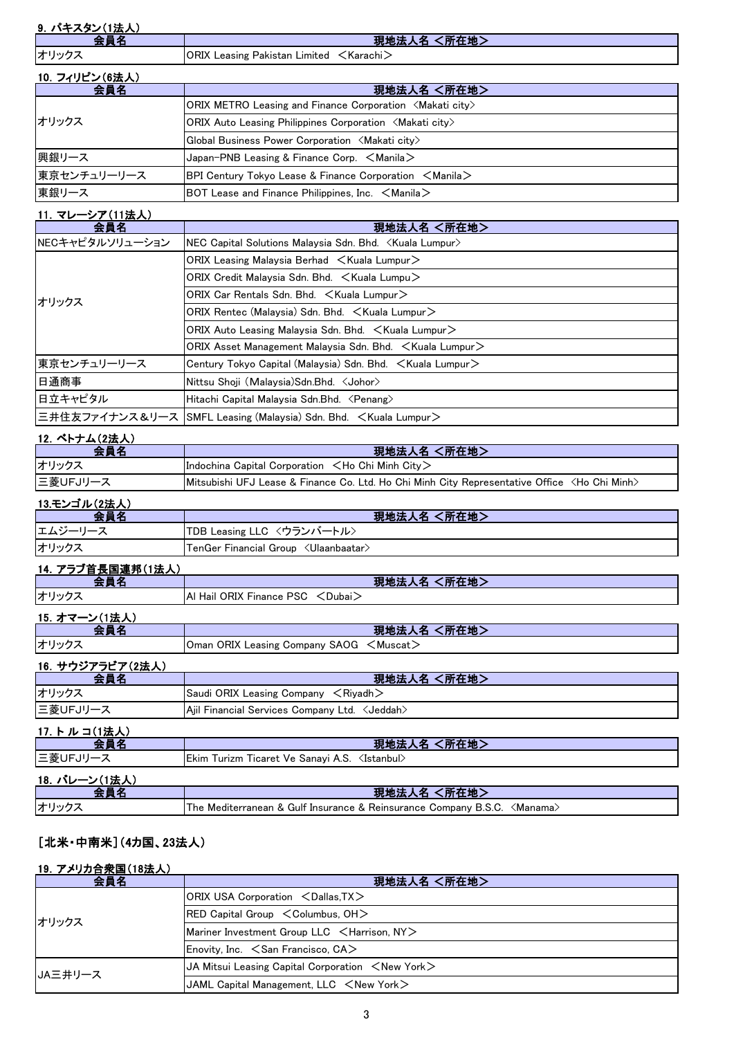### 9. パキスタン(1法人)

| 会員名 | 現地法人名 <所在地> |
| --- | --- |
| オリックス | ORIX Leasing Pakistan Limited <Karachi> |

### 10. フィリピン(6法人)

| 会員名 | 現地法人名 <所在地> |
| --- | --- |
| オリックス | ORIX METRO Leasing and Finance Corporation <Makati city> |
| | ORIX Auto Leasing Philippines Corporation <Makati city> |
| | Global Business Power Corporation <Makati city> |
| 興銀リース | Japan-PNB Leasing & Finance Corp. <Manila> |
| 東京センチュリーリース | BPI Century Tokyo Lease & Finance Corporation <Manila> |
| 東銀リース | BOT Lease and Finance Philippines, Inc. <Manila> |

### 11. マレーシア(11法人)

| 会員名 | 現地法人名 <所在地> |
| --- | --- |
| NECキャピタルソリューション | NEC Capital Solutions Malaysia Sdn. Bhd. <Kuala Lumpur> |
| オリックス | ORIX Leasing Malaysia Berhad <Kuala Lumpur> |
| | ORIX Credit Malaysia Sdn. Bhd. <Kuala Lumpu> |
| | ORIX Car Rentals Sdn. Bhd. <Kuala Lumpur> |
| | ORIX Rentec (Malaysia) Sdn. Bhd. <Kuala Lumpur> |
| | ORIX Auto Leasing Malaysia Sdn. Bhd. <Kuala Lumpur> |
| | ORIX Asset Management Malaysia Sdn. Bhd. <Kuala Lumpur> |
| 東京センチュリーリース | Century Tokyo Capital (Malaysia) Sdn. Bhd. <Kuala Lumpur> |
| 日通商事 | Nittsu Shoji (Malaysia)Sdn.Bhd. <Johor> |
| 日立キャピタル | Hitachi Capital Malaysia Sdn.Bhd. <Penang> |
| 三井住友ファイナンス&リース | SMFL Leasing (Malaysia) Sdn. Bhd. <Kuala Lumpur> |

### 12. ベトナム(2法人)

| 会員名 | 現地法人名 <所在地> |
| --- | --- |
| オリックス | Indochina Capital Corporation <Ho Chi Minh City> |
| 三菱UFJリース | Mitsubishi UFJ Lease & Finance Co. Ltd. Ho Chi Minh City Representative Office <Ho Chi Minh> |

### 13.モンゴル(2法人)

| 会員名 | 現地法人名 <所在地> |
| --- | --- |
| エムジーリース | TDB Leasing LLC <ウランバートル> |
| オリックス | TenGer Financial Group <Ulaanbaatar> |

### 14. アラブ首長国連邦(1法人)

| 会員名 | 現地法人名 <所在地> |
| --- | --- |
| オリックス | Al Hail ORIX Finance PSC <Dubai> |

### 15. オマーン(1法人)

| 会員名 | 現地法人名 <所在地> |
| --- | --- |
| オリックス | Oman ORIX Leasing Company SAOG <Muscat> |

### 16. サウジアラビア(2法人)

| 会員名 | 現地法人名 <所在地> |
| --- | --- |
| オリックス | Saudi ORIX Leasing Company <Riyadh> |
| 三菱UFJリース | Ajil Financial Services Company Ltd. <Jeddah> |

### 17. トルコ(1法人)

| 会員名 | 現地法人名 <所在地> |
| --- | --- |
| 三菱UFJリース | Ekim Turizm Ticaret Ve Sanayi A.S. <Istanbul> |

### 18. バレーン(1法人)

| 会員名 | 現地法人名 <所在地> |
| --- | --- |
| オリックス | The Mediterranean & Gulf Insurance & Reinsurance Company B.S.C. <Manama> |

## [北米・中南米](4カ国、23法人)

### 19. アメリカ合衆国(18法人)

| 会員名 | 現地法人名 <所在地> |
| --- | --- |
| オリックス | ORIX USA Corporation <Dallas,TX> |
| | RED Capital Group <Columbus, OH> |
| | Mariner Investment Group LLC <Harrison, NY> |
| | Enovity, Inc. <San Francisco, CA> |
| JA三井リース | JA Mitsui Leasing Capital Corporation <New York> |
| | JAML Capital Management, LLC <New York> |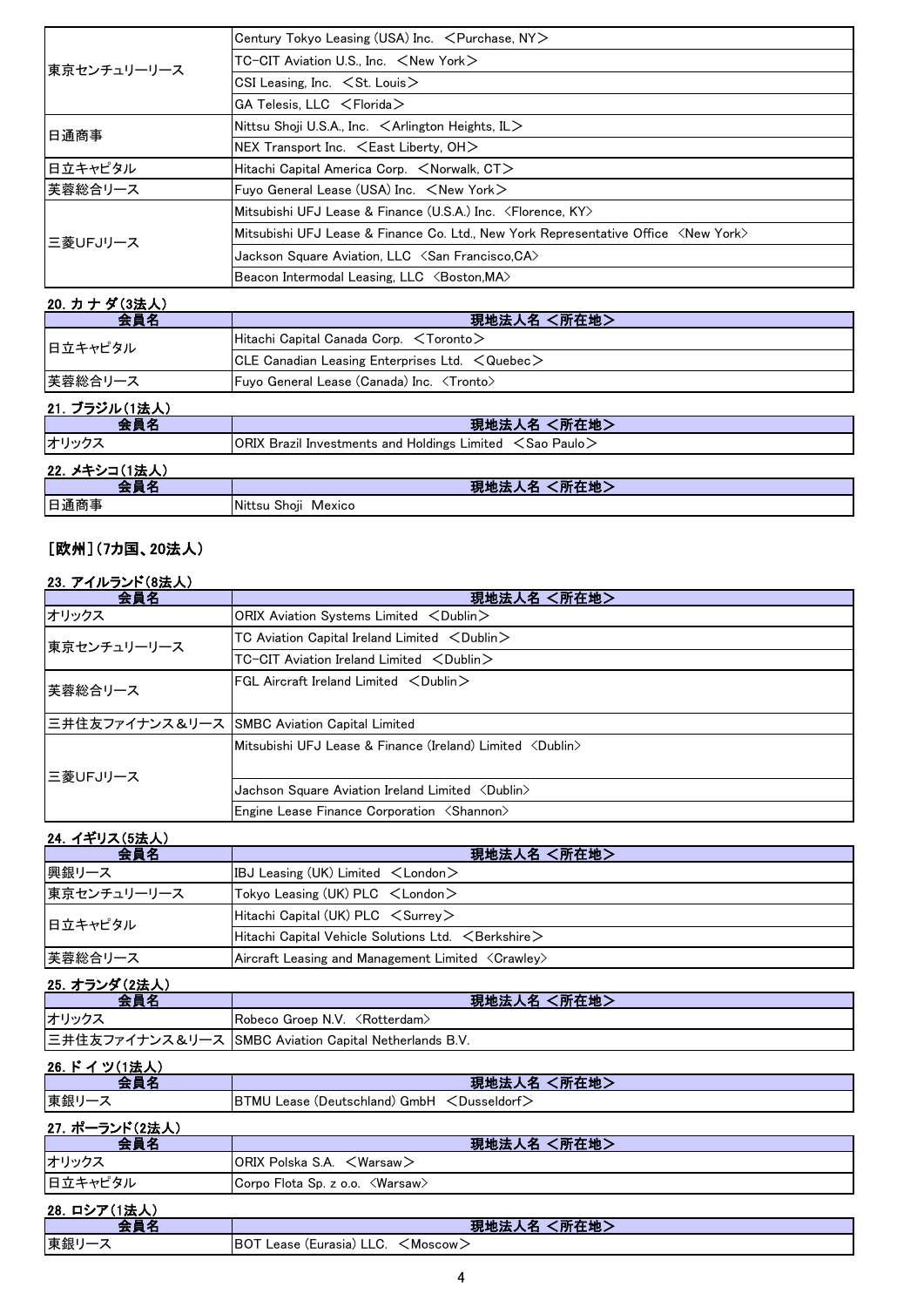| | |
|---|---|
| 東京センチュリーリース | Century Tokyo Leasing (USA) Inc. ＜Purchase, NY＞ |
| | TC-CIT Aviation U.S., Inc. ＜New York＞ |
| | CSI Leasing, Inc. ＜St. Louis＞ |
| | GA Telesis, LLC ＜Florida＞ |
| 日通商事 | Nittsu Shoji U.S.A., Inc. ＜Arlington Heights, IL＞ |
| | NEX Transport Inc. ＜East Liberty, OH＞ |
| 日立キャピタル | Hitachi Capital America Corp. ＜Norwalk, CT＞ |
| 芙蓉総合リース | Fuyo General Lease (USA) Inc. ＜New York＞ |
| 三菱UFJリース | Mitsubishi UFJ Lease & Finance (U.S.A.) Inc. 〈Florence, KY〉 |
| | Mitsubishi UFJ Lease & Finance Co. Ltd., New York Representative Office 〈New York〉 |
| | Jackson Square Aviation, LLC 〈San Francisco,CA〉 |
| | Beacon Intermodal Leasing, LLC 〈Boston,MA〉 |

## 20. カ ナ ダ(3法人)

| 会員名 | 現地法人名 <所在地> |
|---|---|
| 日立キャピタル | Hitachi Capital Canada Corp. ＜Toronto＞ |
| | CLE Canadian Leasing Enterprises Ltd. ＜Quebec＞ |
| 芙蓉総合リース | Fuyo General Lease (Canada) Inc. 〈Tronto〉 |

## 21. ブラジル(1法人)

| 会員名 | 現地法人名 <所在地> |
|---|---|
| オリックス | ORIX Brazil Investments and Holdings Limited ＜Sao Paulo＞ |

## 22. メキシコ(1法人)

| 会員名 | 現地法人名 <所在地> |
|---|---|
| 日通商事 | Nittsu Shoji Mexico |

# [欧州](7カ国、20法人)

## 23. アイルランド(8法人)

| 会員名 | 現地法人名 <所在地> |
|---|---|
| オリックス | ORIX Aviation Systems Limited ＜Dublin＞ |
| 東京センチュリーリース | TC Aviation Capital Ireland Limited ＜Dublin＞ |
| | TC-CIT Aviation Ireland Limited ＜Dublin＞ |
| 芙蓉総合リース | FGL Aircraft Ireland Limited ＜Dublin＞ |
| 三井住友ファイナンス＆リース | SMBC Aviation Capital Limited |
| 三菱UFJリース | Mitsubishi UFJ Lease & Finance (Ireland) Limited 〈Dublin〉 |
| | Jachson Square Aviation Ireland Limited 〈Dublin〉 |
| | Engine Lease Finance Corporation 〈Shannon〉 |

## 24. イギリス(5法人)

| 会員名 | 現地法人名 <所在地> |
|---|---|
| 興銀リース | IBJ Leasing (UK) Limited ＜London＞ |
| 東京センチュリーリース | Tokyo Leasing (UK) PLC ＜London＞ |
| 日立キャピタル | Hitachi Capital (UK) PLC ＜Surrey＞ |
| | Hitachi Capital Vehicle Solutions Ltd. ＜Berkshire＞ |
| 芙蓉総合リース | Aircraft Leasing and Management Limited 〈Crawley〉 |

## 25. オランダ(2法人)

| 会員名 | 現地法人名 <所在地> |
|---|---|
| オリックス | Robeco Groep N.V. 〈Rotterdam〉 |
| 三井住友ファイナンス＆リース | SMBC Aviation Capital Netherlands B.V. |

## 26. ド イ ツ(1法人)

| 会員名 | 現地法人名 <所在地> |
|---|---|
| 東銀リース | BTMU Lease (Deutschland) GmbH ＜Dusseldorf＞ |

## 27. ポーランド(2法人)

| 会員名 | 現地法人名 <所在地> |
|---|---|
| オリックス | ORIX Polska S.A. ＜Warsaw＞ |
| 日立キャピタル | Corpo Flota Sp. z o.o. 〈Warsaw〉 |

## 28. ロシア(1法人)

| 会員名 | 現地法人名 <所在地> |
|---|---|
| 東銀リース | BOT Lease (Eurasia) LLC. ＜Moscow＞ |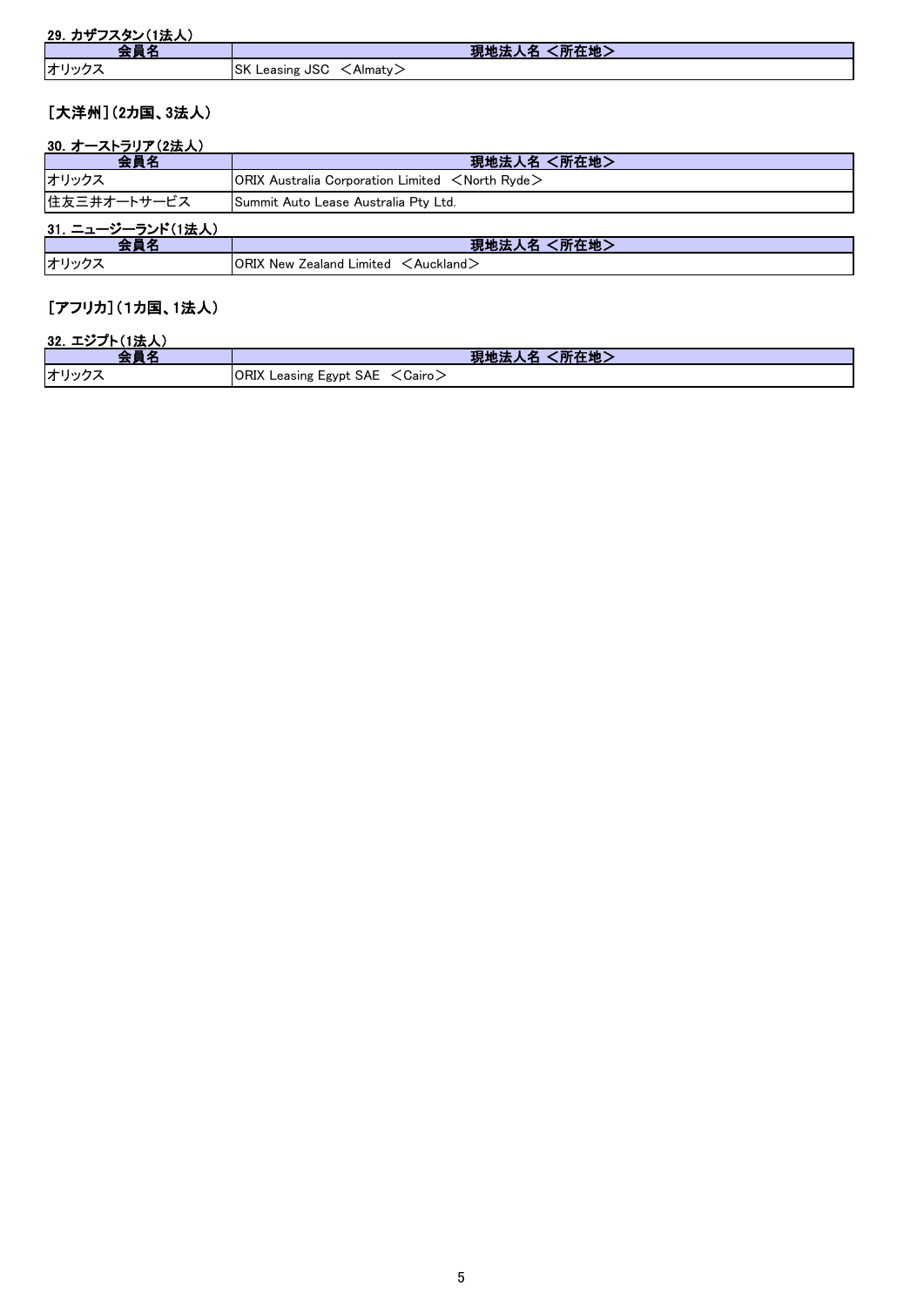#### 29. カザフスタン（1法人）

| 会員名 | 現地法人名 ＜所在地＞ |
| --- | --- |
| オリックス | SK Leasing JSC ＜Almaty＞ |

### ［大洋州］（2カ国、3法人）

#### 30. オーストラリア（2法人）

| 会員名 | 現地法人名 ＜所在地＞ |
| --- | --- |
| オリックス | ORIX Australia Corporation Limited ＜North Ryde＞ |
| 住友三井オートサービス | Summit Auto Lease Australia Pty Ltd. |

#### 31. ニュージーランド（1法人）

| 会員名 | 現地法人名 ＜所在地＞ |
| --- | --- |
| オリックス | ORIX New Zealand Limited ＜Auckland＞ |

### ［アフリカ］（1カ国、1法人）

#### 32. エジプト（1法人）

| 会員名 | 現地法人名 ＜所在地＞ |
| --- | --- |
| オリックス | ORIX Leasing Egypt SAE ＜Cairo＞ |